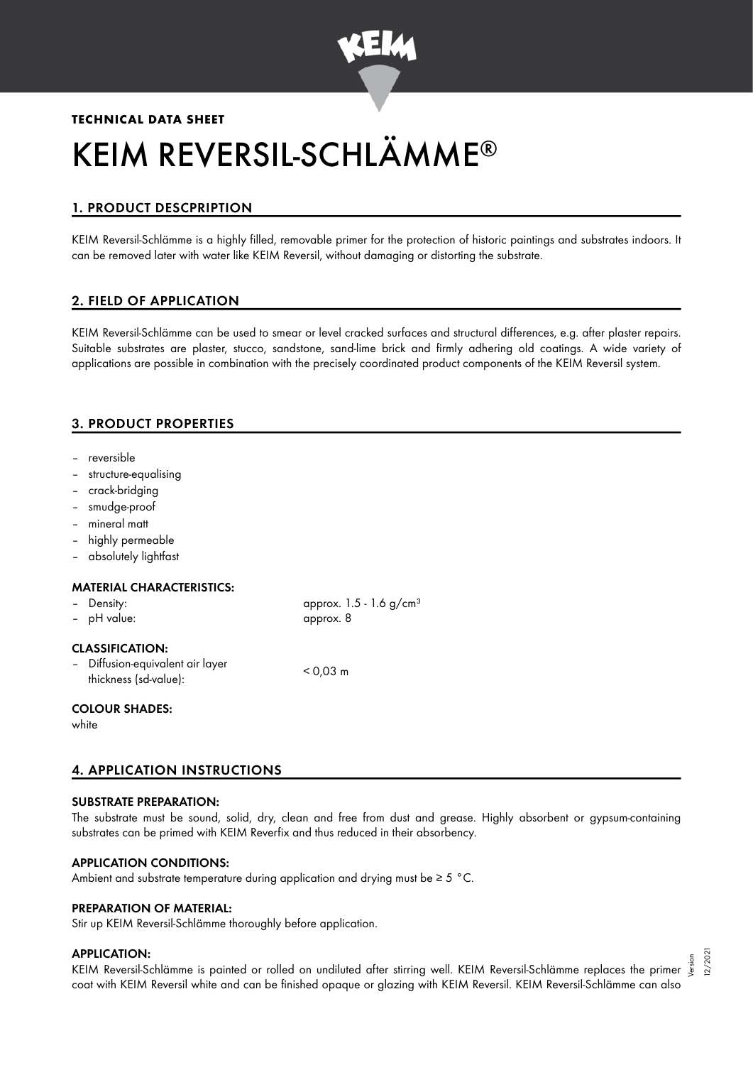**TECHNICAL DATA SHEET**

# KEIM REVERSIL-SCHLÄMME®

## 1. PRODUCT DESCPRIPTION

KEIM Reversil-Schlämme is a highly filled, removable primer for the protection of historic paintings and substrates indoors. It can be removed later with water like KEIM Reversil, without damaging or distorting the substrate.

## 2. FIELD OF APPLICATION

KEIM Reversil-Schlämme can be used to smear or level cracked surfaces and structural differences, e.g. after plaster repairs. Suitable substrates are plaster, stucco, sandstone, sand-lime brick and firmly adhering old coatings. A wide variety of applications are possible in combination with the precisely coordinated product components of the KEIM Reversil system.

## 3. PRODUCT PROPERTIES

- reversible
- structure-equalising
- crack-bridging
- smudge-proof
- mineral matt
- highly permeable
- absolutely lightfast

### MATERIAL CHARACTERISTICS:

- Density: approx. 1.5 - 1.6 g/cm³
- pH value: approx. 8

### CLASSIFICATION:

- Diffusion-equivalent air layer thickness (sd-value): < 0,03 m

### COLOUR SHADES:

white

## 4. APPLICATION INSTRUCTIONS

### SUBSTRATE PREPARATION:

The substrate must be sound, solid, dry, clean and free from dust and grease. Highly absorbent or gypsum-containing substrates can be primed with KEIM Reverfix and thus reduced in their absorbency.

### APPLICATION CONDITIONS:

Ambient and substrate temperature during application and drying must be ≥ 5 °C.

### PREPARATION OF MATERIAL:

Stir up KEIM Reversil-Schlämme thoroughly before application.

### APPLICATION:

KEIM Reversil-Schlämme is painted or rolled on undiluted after stirring well. KEIM Reversil-Schlämme replaces the primer coat with KEIM Reversil white and can be finished opaque or glazing with KEIM Reversil. KEIM Reversil-Schlämme can also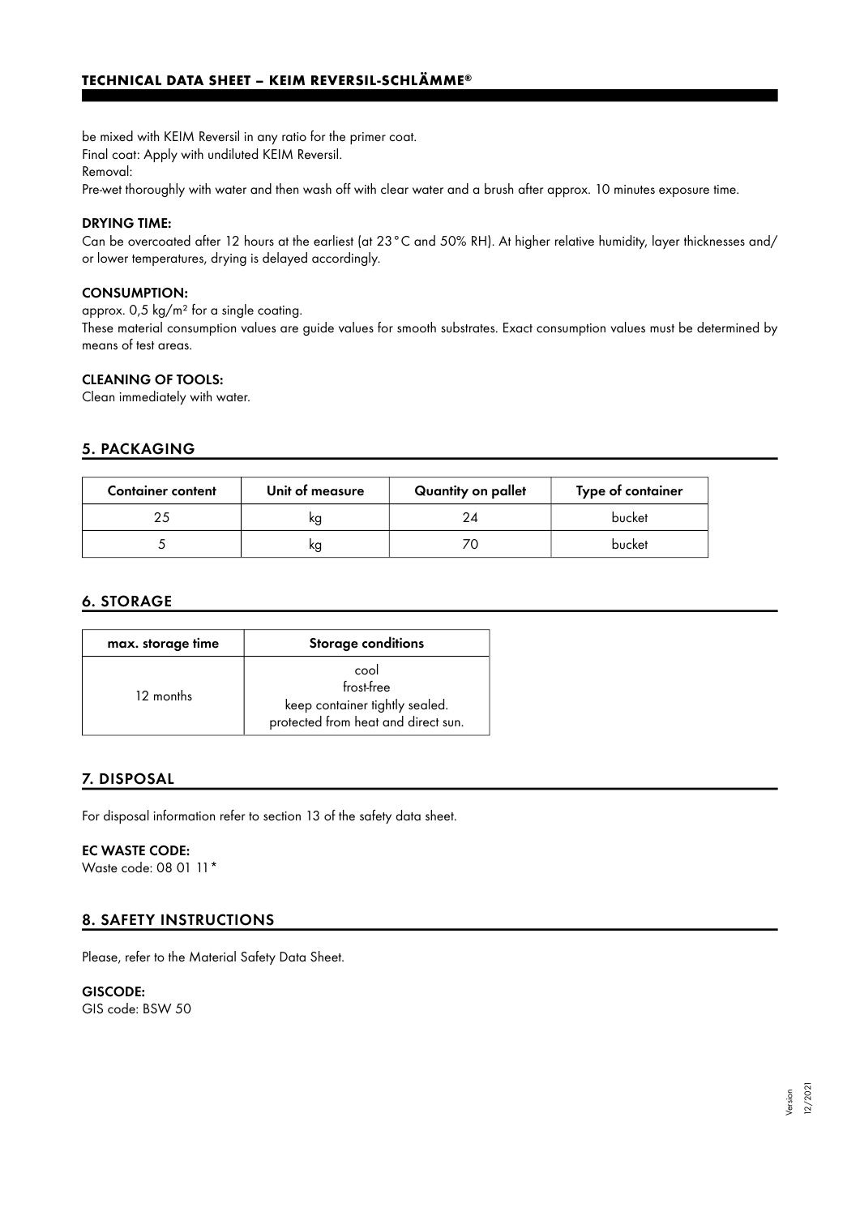be mixed with KEIM Reversil in any ratio for the primer coat.
Final coat: Apply with undiluted KEIM Reversil.
Removal:
Pre-wet thoroughly with water and then wash off with clear water and a brush after approx. 10 minutes exposure time.

**DRYING TIME:**
Can be overcoated after 12 hours at the earliest (at 23 °C and 50% RH). At higher relative humidity, layer thicknesses and/or lower temperatures, drying is delayed accordingly.

**CONSUMPTION:**
approx. 0,5 kg/m² for a single coating.
These material consumption values are guide values for smooth substrates. Exact consumption values must be determined by means of test areas.

**CLEANING OF TOOLS:**
Clean immediately with water.

## 5. PACKAGING

| Container content | Unit of measure | Quantity on pallet | Type of container |
|---|---|---|---|
| 25 | kg | 24 | bucket |
| 5 | kg | 70 | bucket |

## 6. STORAGE

| max. storage time | Storage conditions |
|---|---|
| 12 months | cool<br>frost-free<br>keep container tightly sealed.<br>protected from heat and direct sun. |

## 7. DISPOSAL

For disposal information refer to section 13 of the safety data sheet.

**EC WASTE CODE:**
Waste code: 08 01 11*

## 8. SAFETY INSTRUCTIONS

Please, refer to the Material Safety Data Sheet.

**GISCODE:**
GIS code: BSW 50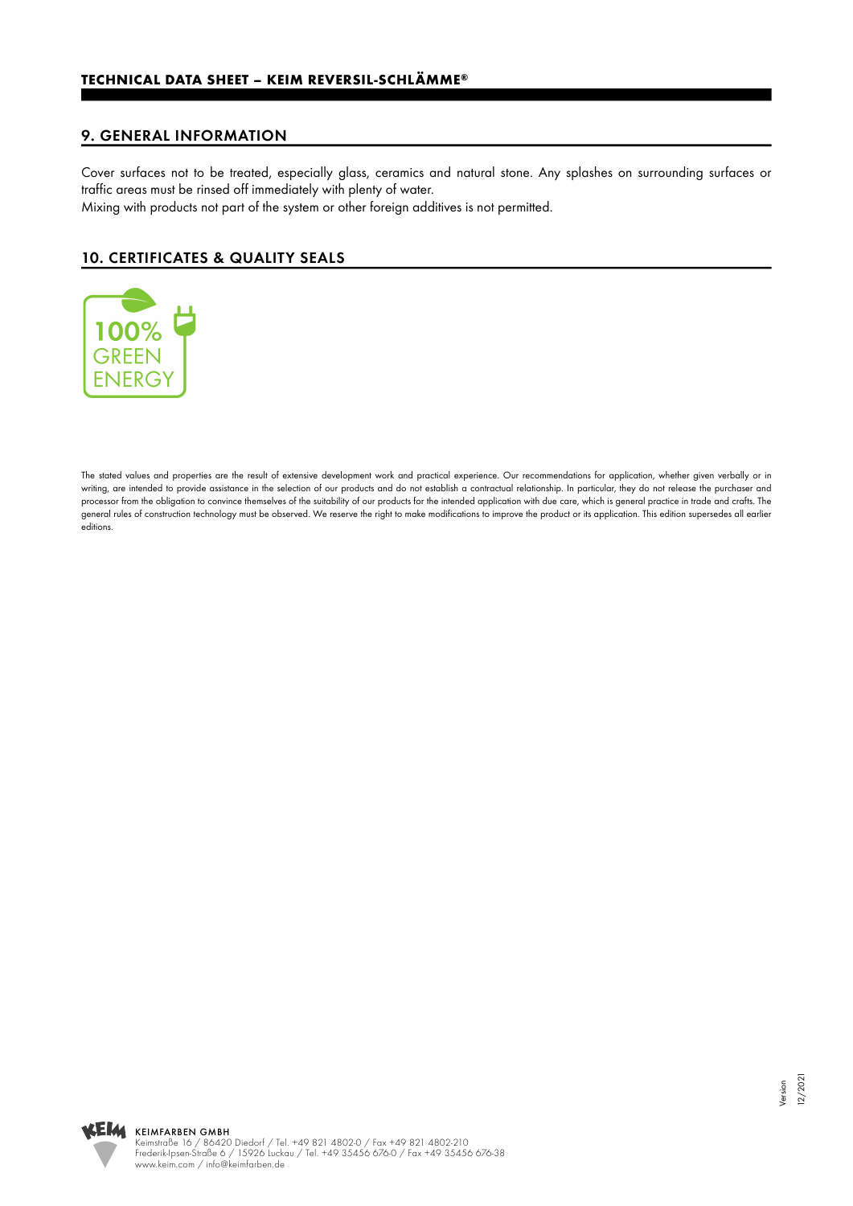## 9. GENERAL INFORMATION

Cover surfaces not to be treated, especially glass, ceramics and natural stone. Any splashes on surrounding surfaces or traffic areas must be rinsed off immediately with plenty of water.
Mixing with products not part of the system or other foreign additives is not permitted.

## 10. CERTIFICATES & QUALITY SEALS

100% GREEN ENERGY

The stated values and properties are the result of extensive development work and practical experience. Our recommendations for application, whether given verbally or in writing, are intended to provide assistance in the selection of our products and do not establish a contractual relationship. In particular, they do not release the purchaser and processor from the obligation to convince themselves of the suitability of our products for the intended application with due care, which is general practice in trade and crafts. The general rules of construction technology must be observed. We reserve the right to make modifications to improve the product or its application. This edition supersedes all earlier editions.

KEIMFARBEN GMBH
Keimstraße 16 / 86420 Diedorf / Tel. +49 821 4802-0 / Fax +49 821 4802-210
Frederik-Ipsen-Straße 6 / 15926 Luckau / Tel. +49 35456 676-0 / Fax +49 35456 676-38
www.keim.com / info@keimfarben.de

Version 12/2021